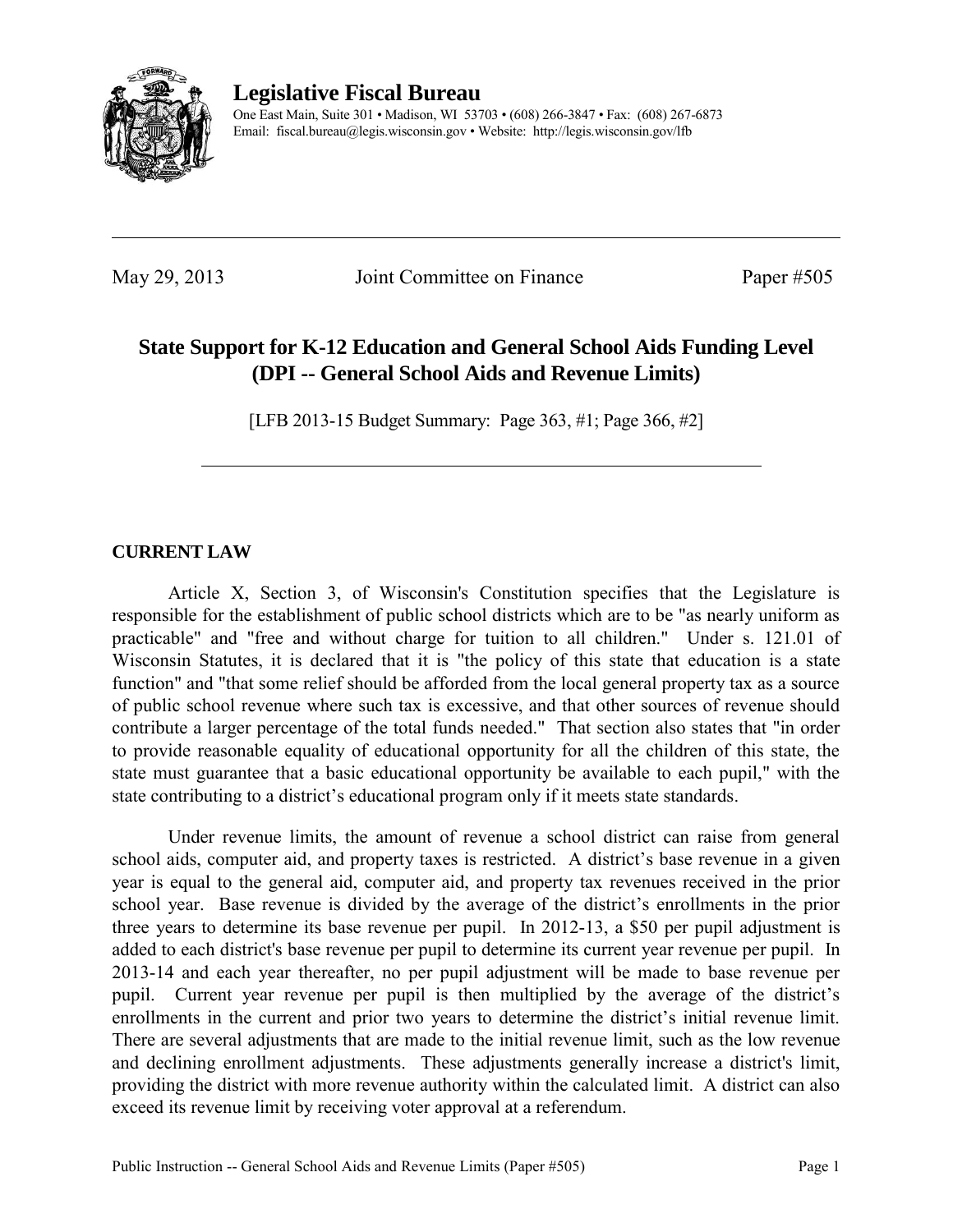**Legislative Fiscal Bureau**

One East Main, Suite 301 • Madison, WI 53703 • (608) 266-3847 • Fax: (608) 267-6873
Email: fiscal.bureau@legis.wisconsin.gov • Website: http://legis.wisconsin.gov/lfb

---

May 29, 2013 Joint Committee on Finance Paper #505

# State Support for K-12 Education and General School Aids Funding Level (DPI -- General School Aids and Revenue Limits)

[LFB 2013-15 Budget Summary: Page 363, #1; Page 366, #2]

---

## CURRENT LAW

Article X, Section 3, of Wisconsin's Constitution specifies that the Legislature is responsible for the establishment of public school districts which are to be "as nearly uniform as practicable" and "free and without charge for tuition to all children." Under s. 121.01 of Wisconsin Statutes, it is declared that it is "the policy of this state that education is a state function" and "that some relief should be afforded from the local general property tax as a source of public school revenue where such tax is excessive, and that other sources of revenue should contribute a larger percentage of the total funds needed." That section also states that "in order to provide reasonable equality of educational opportunity for all the children of this state, the state must guarantee that a basic educational opportunity be available to each pupil," with the state contributing to a district's educational program only if it meets state standards.

Under revenue limits, the amount of revenue a school district can raise from general school aids, computer aid, and property taxes is restricted. A district's base revenue in a given year is equal to the general aid, computer aid, and property tax revenues received in the prior school year. Base revenue is divided by the average of the district's enrollments in the prior three years to determine its base revenue per pupil. In 2012-13, a $50 per pupil adjustment is added to each district's base revenue per pupil to determine its current year revenue per pupil. In 2013-14 and each year thereafter, no per pupil adjustment will be made to base revenue per pupil. Current year revenue per pupil is then multiplied by the average of the district's enrollments in the current and prior two years to determine the district's initial revenue limit. There are several adjustments that are made to the initial revenue limit, such as the low revenue and declining enrollment adjustments. These adjustments generally increase a district's limit, providing the district with more revenue authority within the calculated limit. A district can also exceed its revenue limit by receiving voter approval at a referendum.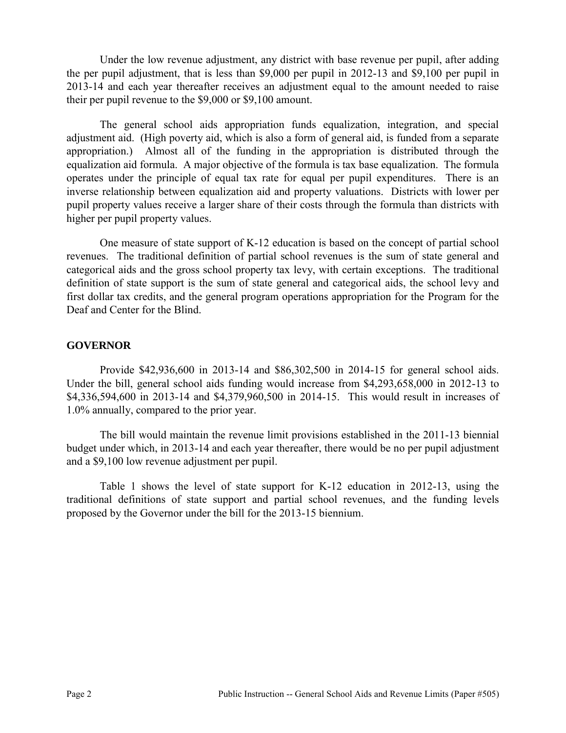Under the low revenue adjustment, any district with base revenue per pupil, after adding the per pupil adjustment, that is less than $9,000 per pupil in 2012-13 and $9,100 per pupil in 2013-14 and each year thereafter receives an adjustment equal to the amount needed to raise their per pupil revenue to the $9,000 or $9,100 amount.

The general school aids appropriation funds equalization, integration, and special adjustment aid. (High poverty aid, which is also a form of general aid, is funded from a separate appropriation.) Almost all of the funding in the appropriation is distributed through the equalization aid formula. A major objective of the formula is tax base equalization. The formula operates under the principle of equal tax rate for equal per pupil expenditures. There is an inverse relationship between equalization aid and property valuations. Districts with lower per pupil property values receive a larger share of their costs through the formula than districts with higher per pupil property values.

One measure of state support of K-12 education is based on the concept of partial school revenues. The traditional definition of partial school revenues is the sum of state general and categorical aids and the gross school property tax levy, with certain exceptions. The traditional definition of state support is the sum of state general and categorical aids, the school levy and first dollar tax credits, and the general program operations appropriation for the Program for the Deaf and Center for the Blind.

## GOVERNOR

Provide $42,936,600 in 2013-14 and $86,302,500 in 2014-15 for general school aids. Under the bill, general school aids funding would increase from $4,293,658,000 in 2012-13 to $4,336,594,600 in 2013-14 and $4,379,960,500 in 2014-15. This would result in increases of 1.0% annually, compared to the prior year.

The bill would maintain the revenue limit provisions established in the 2011-13 biennial budget under which, in 2013-14 and each year thereafter, there would be no per pupil adjustment and a $9,100 low revenue adjustment per pupil.

Table 1 shows the level of state support for K-12 education in 2012-13, using the traditional definitions of state support and partial school revenues, and the funding levels proposed by the Governor under the bill for the 2013-15 biennium.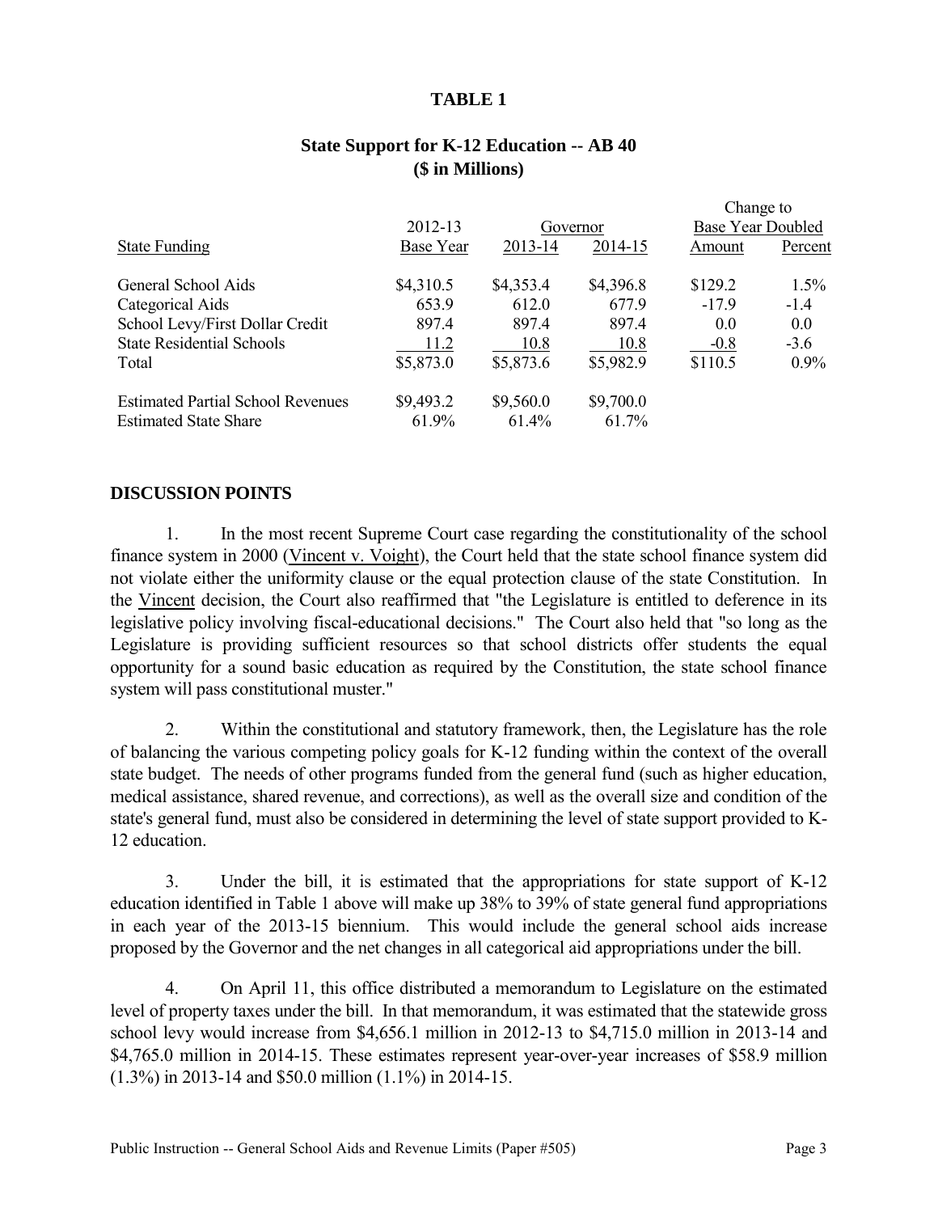**TABLE 1**

**State Support for K-12 Education -- AB 40**
**($ in Millions)**

| State Funding | 2012-13 Base Year | Governor 2013-14 | Governor 2014-15 | Change to Base Year Doubled Amount | Change to Base Year Doubled Percent |
|---|---|---|---|---|---|
| General School Aids | $4,310.5 | $4,353.4 | $4,396.8 | $129.2 | 1.5% |
| Categorical Aids | 653.9 | 612.0 | 677.9 | -17.9 | -1.4 |
| School Levy/First Dollar Credit | 897.4 | 897.4 | 897.4 | 0.0 | 0.0 |
| State Residential Schools | 11.2 | 10.8 | 10.8 | -0.8 | -3.6 |
| Total | $5,873.0 | $5,873.6 | $5,982.9 | $110.5 | 0.9% |
| | | | | | |
| Estimated Partial School Revenues | $9,493.2 | $9,560.0 | $9,700.0 | | |
| Estimated State Share | 61.9% | 61.4% | 61.7% | | |

## DISCUSSION POINTS

1. In the most recent Supreme Court case regarding the constitutionality of the school finance system in 2000 (Vincent v. Voight), the Court held that the state school finance system did not violate either the uniformity clause or the equal protection clause of the state Constitution. In the Vincent decision, the Court also reaffirmed that "the Legislature is entitled to deference in its legislative policy involving fiscal-educational decisions." The Court also held that "so long as the Legislature is providing sufficient resources so that school districts offer students the equal opportunity for a sound basic education as required by the Constitution, the state school finance system will pass constitutional muster."

2. Within the constitutional and statutory framework, then, the Legislature has the role of balancing the various competing policy goals for K-12 funding within the context of the overall state budget. The needs of other programs funded from the general fund (such as higher education, medical assistance, shared revenue, and corrections), as well as the overall size and condition of the state's general fund, must also be considered in determining the level of state support provided to K-12 education.

3. Under the bill, it is estimated that the appropriations for state support of K-12 education identified in Table 1 above will make up 38% to 39% of state general fund appropriations in each year of the 2013-15 biennium. This would include the general school aids increase proposed by the Governor and the net changes in all categorical aid appropriations under the bill.

4. On April 11, this office distributed a memorandum to Legislature on the estimated level of property taxes under the bill. In that memorandum, it was estimated that the statewide gross school levy would increase from $4,656.1 million in 2012-13 to $4,715.0 million in 2013-14 and $4,765.0 million in 2014-15. These estimates represent year-over-year increases of $58.9 million (1.3%) in 2013-14 and $50.0 million (1.1%) in 2014-15.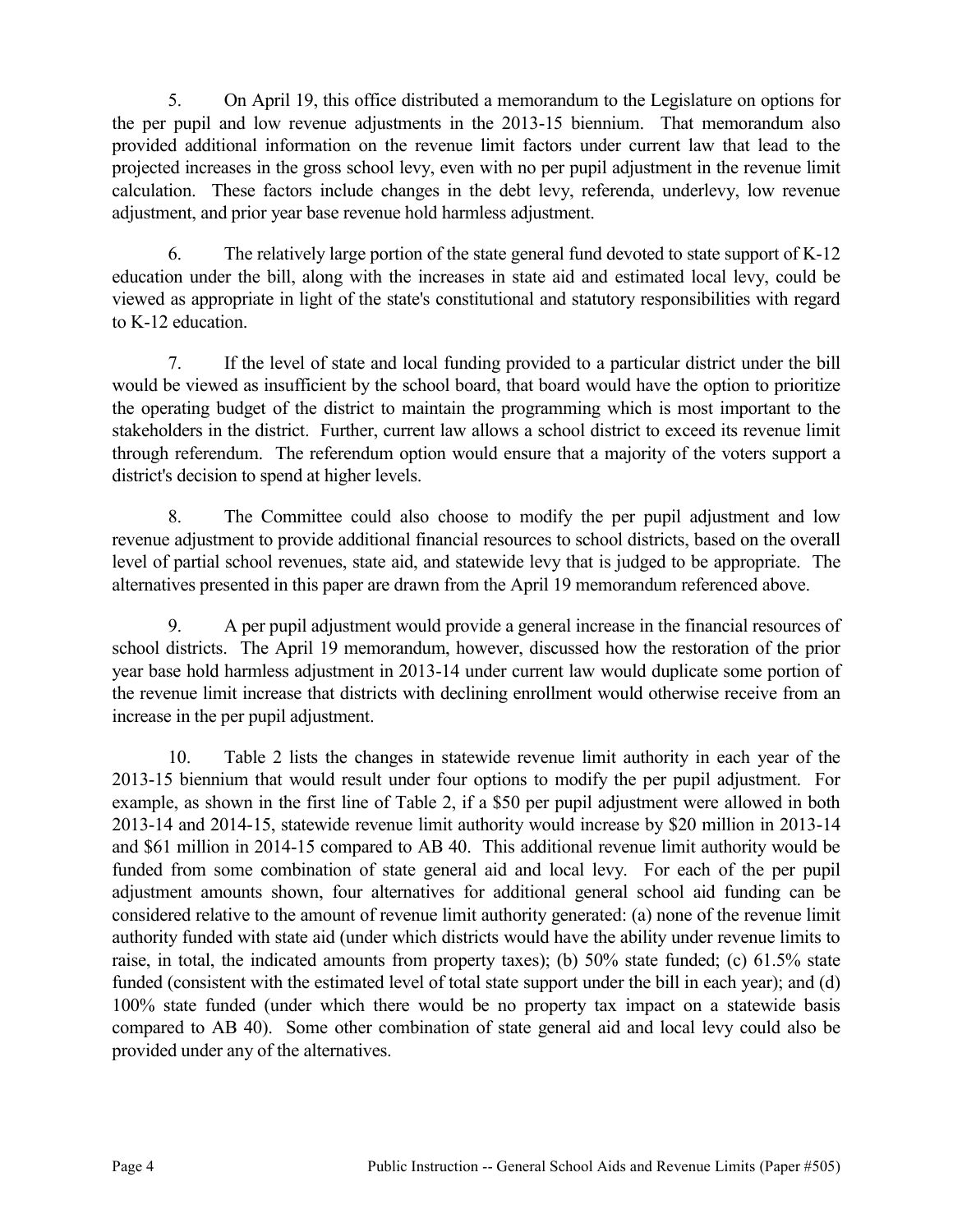5. On April 19, this office distributed a memorandum to the Legislature on options for the per pupil and low revenue adjustments in the 2013-15 biennium. That memorandum also provided additional information on the revenue limit factors under current law that lead to the projected increases in the gross school levy, even with no per pupil adjustment in the revenue limit calculation. These factors include changes in the debt levy, referenda, underlevy, low revenue adjustment, and prior year base revenue hold harmless adjustment.

6. The relatively large portion of the state general fund devoted to state support of K-12 education under the bill, along with the increases in state aid and estimated local levy, could be viewed as appropriate in light of the state's constitutional and statutory responsibilities with regard to K-12 education.

7. If the level of state and local funding provided to a particular district under the bill would be viewed as insufficient by the school board, that board would have the option to prioritize the operating budget of the district to maintain the programming which is most important to the stakeholders in the district. Further, current law allows a school district to exceed its revenue limit through referendum. The referendum option would ensure that a majority of the voters support a district's decision to spend at higher levels.

8. The Committee could also choose to modify the per pupil adjustment and low revenue adjustment to provide additional financial resources to school districts, based on the overall level of partial school revenues, state aid, and statewide levy that is judged to be appropriate. The alternatives presented in this paper are drawn from the April 19 memorandum referenced above.

9. A per pupil adjustment would provide a general increase in the financial resources of school districts. The April 19 memorandum, however, discussed how the restoration of the prior year base hold harmless adjustment in 2013-14 under current law would duplicate some portion of the revenue limit increase that districts with declining enrollment would otherwise receive from an increase in the per pupil adjustment.

10. Table 2 lists the changes in statewide revenue limit authority in each year of the 2013-15 biennium that would result under four options to modify the per pupil adjustment. For example, as shown in the first line of Table 2, if a $50 per pupil adjustment were allowed in both 2013-14 and 2014-15, statewide revenue limit authority would increase by $20 million in 2013-14 and $61 million in 2014-15 compared to AB 40. This additional revenue limit authority would be funded from some combination of state general aid and local levy. For each of the per pupil adjustment amounts shown, four alternatives for additional general school aid funding can be considered relative to the amount of revenue limit authority generated: (a) none of the revenue limit authority funded with state aid (under which districts would have the ability under revenue limits to raise, in total, the indicated amounts from property taxes); (b) 50% state funded; (c) 61.5% state funded (consistent with the estimated level of total state support under the bill in each year); and (d) 100% state funded (under which there would be no property tax impact on a statewide basis compared to AB 40). Some other combination of state general aid and local levy could also be provided under any of the alternatives.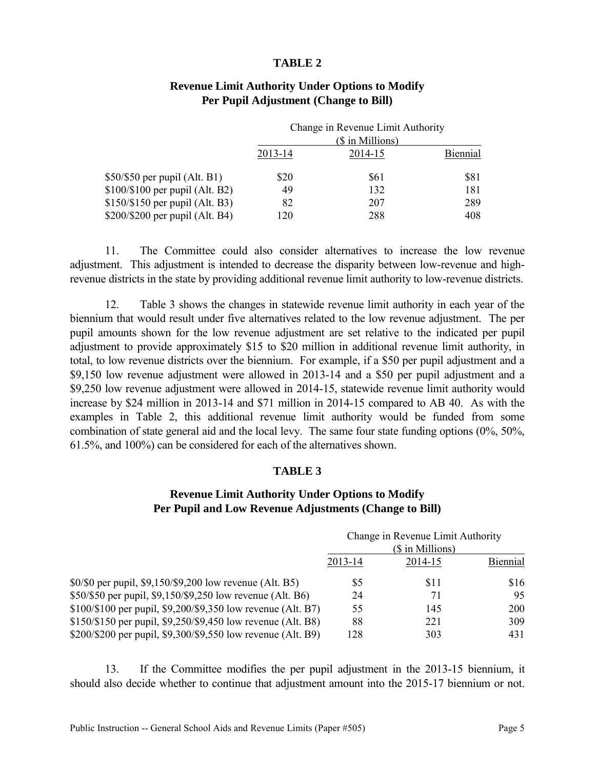**TABLE 2**

**Revenue Limit Authority Under Options to Modify Per Pupil Adjustment (Change to Bill)**

| | Change in Revenue Limit Authority ($ in Millions) | | |
|---|---|---|---|
| | 2013-14 | 2014-15 | Biennial |
| $50/$50 per pupil (Alt. B1) | $20 | $61 | $81 |
| $100/$100 per pupil (Alt. B2) | 49 | 132 | 181 |
| $150/$150 per pupil (Alt. B3) | 82 | 207 | 289 |
| $200/$200 per pupil (Alt. B4) | 120 | 288 | 408 |

11. The Committee could also consider alternatives to increase the low revenue adjustment. This adjustment is intended to decrease the disparity between low-revenue and high-revenue districts in the state by providing additional revenue limit authority to low-revenue districts.

12. Table 3 shows the changes in statewide revenue limit authority in each year of the biennium that would result under five alternatives related to the low revenue adjustment. The per pupil amounts shown for the low revenue adjustment are set relative to the indicated per pupil adjustment to provide approximately $15 to $20 million in additional revenue limit authority, in total, to low revenue districts over the biennium. For example, if a $50 per pupil adjustment and a $9,150 low revenue adjustment were allowed in 2013-14 and a $50 per pupil adjustment and a $9,250 low revenue adjustment were allowed in 2014-15, statewide revenue limit authority would increase by $24 million in 2013-14 and $71 million in 2014-15 compared to AB 40. As with the examples in Table 2, this additional revenue limit authority would be funded from some combination of state general aid and the local levy. The same four state funding options (0%, 50%, 61.5%, and 100%) can be considered for each of the alternatives shown.

**TABLE 3**

**Revenue Limit Authority Under Options to Modify Per Pupil and Low Revenue Adjustments (Change to Bill)**

| | Change in Revenue Limit Authority ($ in Millions) | | |
|---|---|---|---|
| | 2013-14 | 2014-15 | Biennial |
| $0/$0 per pupil, $9,150/$9,200 low revenue (Alt. B5) | $5 | $11 | $16 |
| $50/$50 per pupil, $9,150/$9,250 low revenue (Alt. B6) | 24 | 71 | 95 |
| $100/$100 per pupil, $9,200/$9,350 low revenue (Alt. B7) | 55 | 145 | 200 |
| $150/$150 per pupil, $9,250/$9,450 low revenue (Alt. B8) | 88 | 221 | 309 |
| $200/$200 per pupil, $9,300/$9,550 low revenue (Alt. B9) | 128 | 303 | 431 |

13. If the Committee modifies the per pupil adjustment in the 2013-15 biennium, it should also decide whether to continue that adjustment amount into the 2015-17 biennium or not.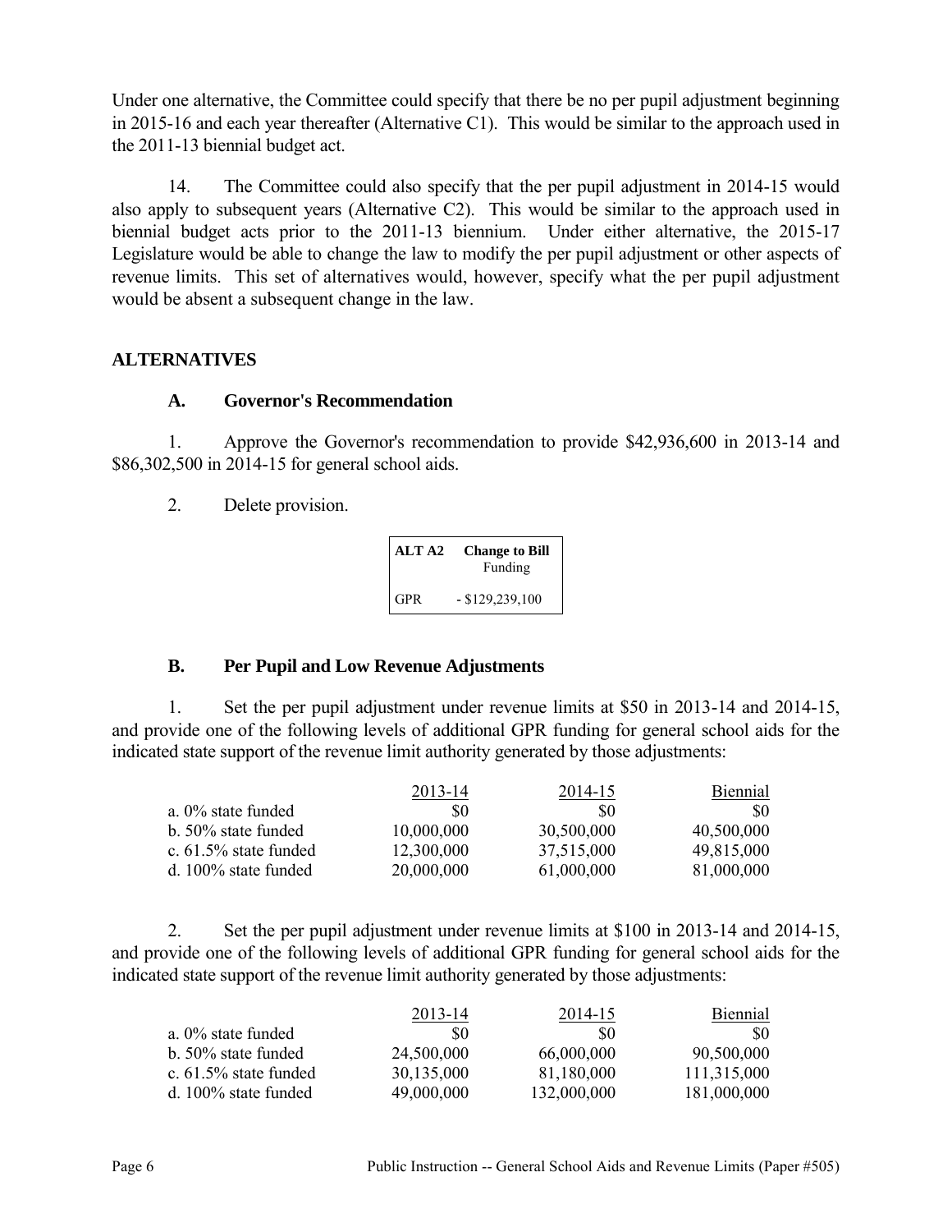Under one alternative, the Committee could specify that there be no per pupil adjustment beginning in 2015-16 and each year thereafter (Alternative C1). This would be similar to the approach used in the 2011-13 biennial budget act.

14. The Committee could also specify that the per pupil adjustment in 2014-15 would also apply to subsequent years (Alternative C2). This would be similar to the approach used in biennial budget acts prior to the 2011-13 biennium. Under either alternative, the 2015-17 Legislature would be able to change the law to modify the per pupil adjustment or other aspects of revenue limits. This set of alternatives would, however, specify what the per pupil adjustment would be absent a subsequent change in the law.

## ALTERNATIVES

### A. Governor's Recommendation

1. Approve the Governor's recommendation to provide $42,936,600 in 2013-14 and $86,302,500 in 2014-15 for general school aids.

2. Delete provision.

| ALT A2 | Change to Bill Funding |
|---|---|
| GPR | - $129,239,100 |

### B. Per Pupil and Low Revenue Adjustments

1. Set the per pupil adjustment under revenue limits at $50 in 2013-14 and 2014-15, and provide one of the following levels of additional GPR funding for general school aids for the indicated state support of the revenue limit authority generated by those adjustments:

| | 2013-14 | 2014-15 | Biennial |
|---|---|---|---|
| a. 0% state funded | $0 | $0 | $0 |
| b. 50% state funded | 10,000,000 | 30,500,000 | 40,500,000 |
| c. 61.5% state funded | 12,300,000 | 37,515,000 | 49,815,000 |
| d. 100% state funded | 20,000,000 | 61,000,000 | 81,000,000 |

2. Set the per pupil adjustment under revenue limits at $100 in 2013-14 and 2014-15, and provide one of the following levels of additional GPR funding for general school aids for the indicated state support of the revenue limit authority generated by those adjustments:

| | 2013-14 | 2014-15 | Biennial |
|---|---|---|---|
| a. 0% state funded | $0 | $0 | $0 |
| b. 50% state funded | 24,500,000 | 66,000,000 | 90,500,000 |
| c. 61.5% state funded | 30,135,000 | 81,180,000 | 111,315,000 |
| d. 100% state funded | 49,000,000 | 132,000,000 | 181,000,000 |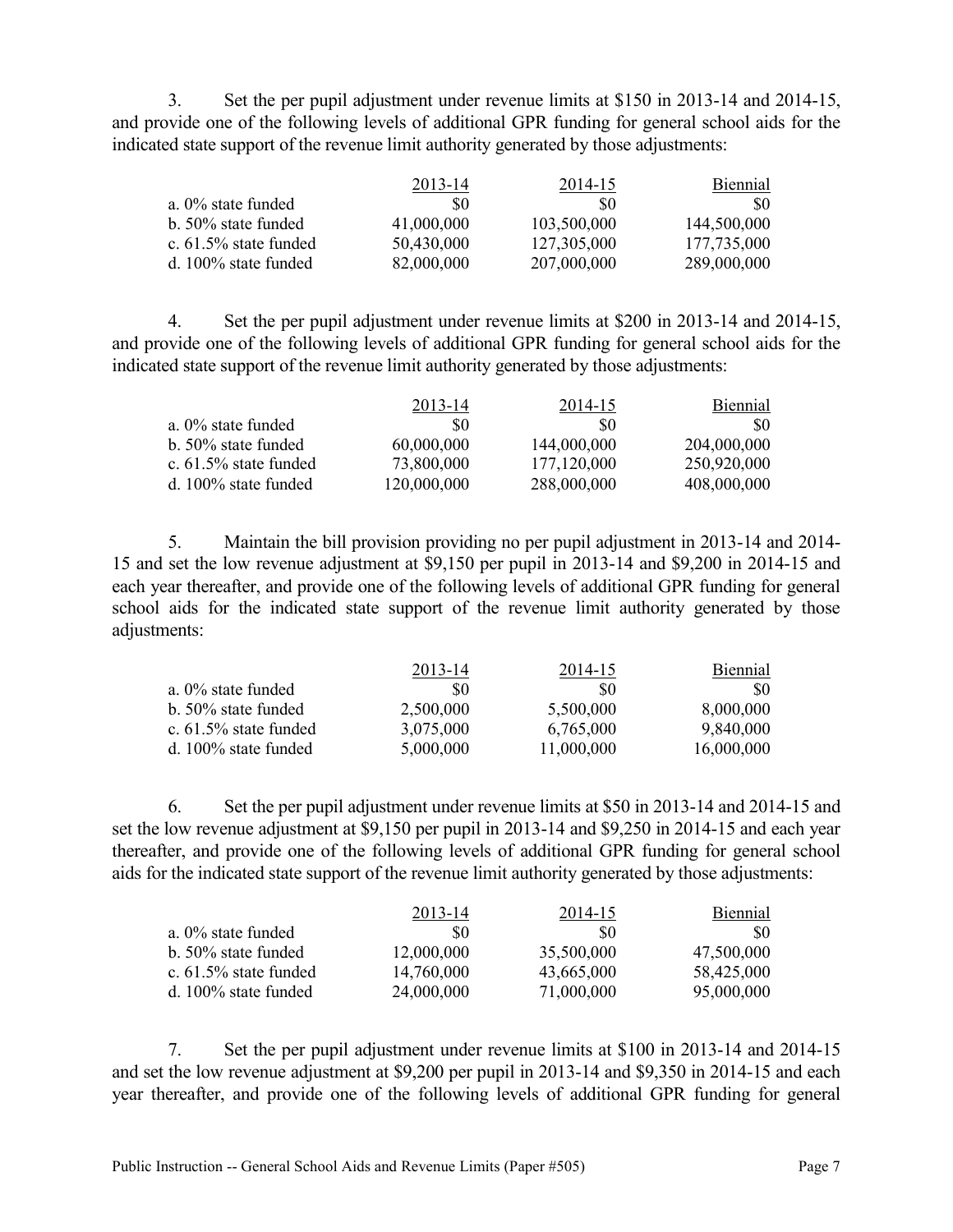3. Set the per pupil adjustment under revenue limits at $150 in 2013-14 and 2014-15, and provide one of the following levels of additional GPR funding for general school aids for the indicated state support of the revenue limit authority generated by those adjustments:

| | 2013-14 | 2014-15 | Biennial |
|---|---|---|---|
| a. 0% state funded | $0 | $0 | $0 |
| b. 50% state funded | 41,000,000 | 103,500,000 | 144,500,000 |
| c. 61.5% state funded | 50,430,000 | 127,305,000 | 177,735,000 |
| d. 100% state funded | 82,000,000 | 207,000,000 | 289,000,000 |

4. Set the per pupil adjustment under revenue limits at $200 in 2013-14 and 2014-15, and provide one of the following levels of additional GPR funding for general school aids for the indicated state support of the revenue limit authority generated by those adjustments:

| | 2013-14 | 2014-15 | Biennial |
|---|---|---|---|
| a. 0% state funded | $0 | $0 | $0 |
| b. 50% state funded | 60,000,000 | 144,000,000 | 204,000,000 |
| c. 61.5% state funded | 73,800,000 | 177,120,000 | 250,920,000 |
| d. 100% state funded | 120,000,000 | 288,000,000 | 408,000,000 |

5. Maintain the bill provision providing no per pupil adjustment in 2013-14 and 2014-15 and set the low revenue adjustment at $9,150 per pupil in 2013-14 and $9,200 in 2014-15 and each year thereafter, and provide one of the following levels of additional GPR funding for general school aids for the indicated state support of the revenue limit authority generated by those adjustments:

| | 2013-14 | 2014-15 | Biennial |
|---|---|---|---|
| a. 0% state funded | $0 | $0 | $0 |
| b. 50% state funded | 2,500,000 | 5,500,000 | 8,000,000 |
| c. 61.5% state funded | 3,075,000 | 6,765,000 | 9,840,000 |
| d. 100% state funded | 5,000,000 | 11,000,000 | 16,000,000 |

6. Set the per pupil adjustment under revenue limits at $50 in 2013-14 and 2014-15 and set the low revenue adjustment at $9,150 per pupil in 2013-14 and $9,250 in 2014-15 and each year thereafter, and provide one of the following levels of additional GPR funding for general school aids for the indicated state support of the revenue limit authority generated by those adjustments:

| | 2013-14 | 2014-15 | Biennial |
|---|---|---|---|
| a. 0% state funded | $0 | $0 | $0 |
| b. 50% state funded | 12,000,000 | 35,500,000 | 47,500,000 |
| c. 61.5% state funded | 14,760,000 | 43,665,000 | 58,425,000 |
| d. 100% state funded | 24,000,000 | 71,000,000 | 95,000,000 |

7. Set the per pupil adjustment under revenue limits at $100 in 2013-14 and 2014-15 and set the low revenue adjustment at $9,200 per pupil in 2013-14 and $9,350 in 2014-15 and each year thereafter, and provide one of the following levels of additional GPR funding for general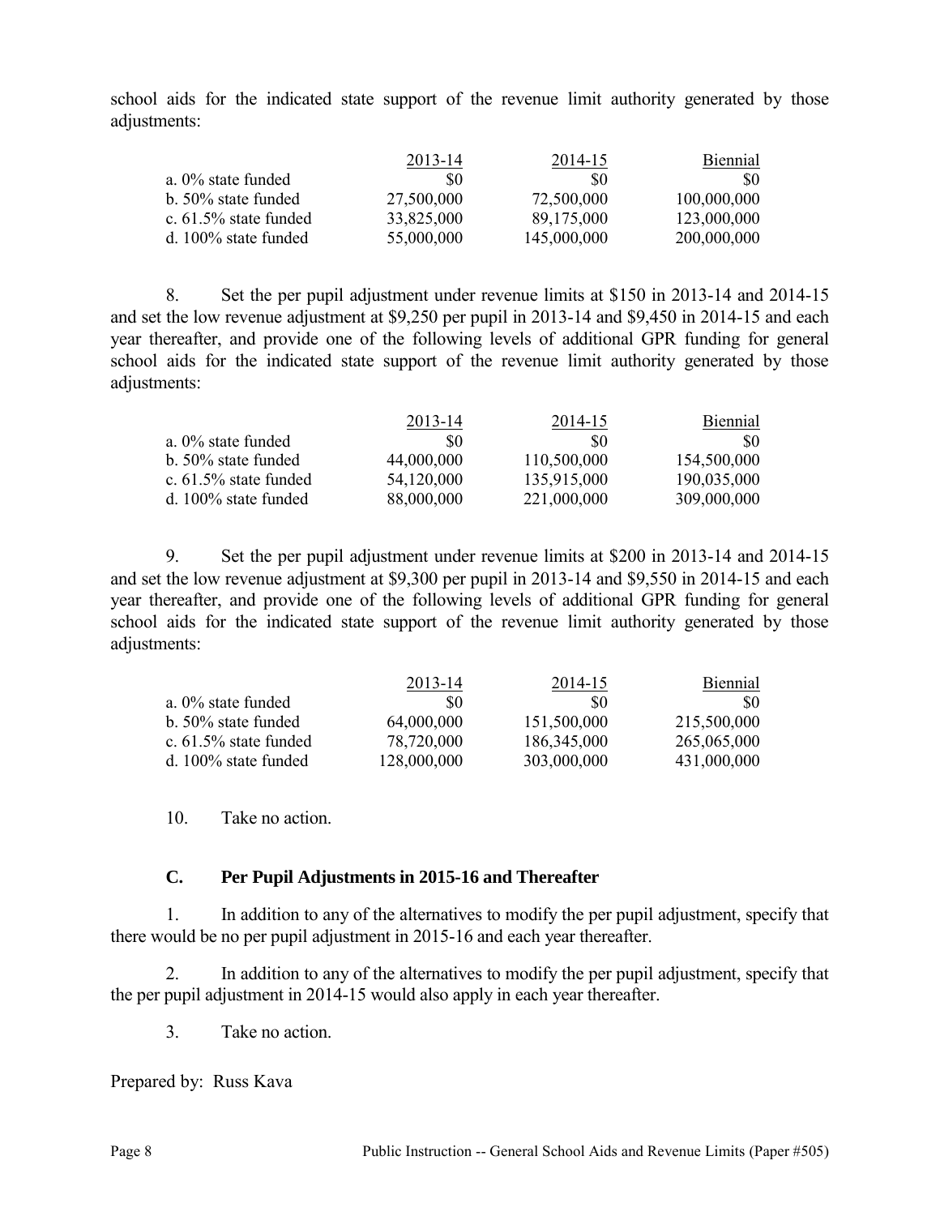school aids for the indicated state support of the revenue limit authority generated by those adjustments:

| | 2013-14 | 2014-15 | Biennial |
|---|---|---|---|
| a. 0% state funded | $0 | $0 | $0 |
| b. 50% state funded | 27,500,000 | 72,500,000 | 100,000,000 |
| c. 61.5% state funded | 33,825,000 | 89,175,000 | 123,000,000 |
| d. 100% state funded | 55,000,000 | 145,000,000 | 200,000,000 |

8. Set the per pupil adjustment under revenue limits at $150 in 2013-14 and 2014-15 and set the low revenue adjustment at $9,250 per pupil in 2013-14 and $9,450 in 2014-15 and each year thereafter, and provide one of the following levels of additional GPR funding for general school aids for the indicated state support of the revenue limit authority generated by those adjustments:

| | 2013-14 | 2014-15 | Biennial |
|---|---|---|---|
| a. 0% state funded | $0 | $0 | $0 |
| b. 50% state funded | 44,000,000 | 110,500,000 | 154,500,000 |
| c. 61.5% state funded | 54,120,000 | 135,915,000 | 190,035,000 |
| d. 100% state funded | 88,000,000 | 221,000,000 | 309,000,000 |

9. Set the per pupil adjustment under revenue limits at $200 in 2013-14 and 2014-15 and set the low revenue adjustment at $9,300 per pupil in 2013-14 and $9,550 in 2014-15 and each year thereafter, and provide one of the following levels of additional GPR funding for general school aids for the indicated state support of the revenue limit authority generated by those adjustments:

| | 2013-14 | 2014-15 | Biennial |
|---|---|---|---|
| a. 0% state funded | $0 | $0 | $0 |
| b. 50% state funded | 64,000,000 | 151,500,000 | 215,500,000 |
| c. 61.5% state funded | 78,720,000 | 186,345,000 | 265,065,000 |
| d. 100% state funded | 128,000,000 | 303,000,000 | 431,000,000 |

10. Take no action.

### C. Per Pupil Adjustments in 2015-16 and Thereafter

1. In addition to any of the alternatives to modify the per pupil adjustment, specify that there would be no per pupil adjustment in 2015-16 and each year thereafter.

2. In addition to any of the alternatives to modify the per pupil adjustment, specify that the per pupil adjustment in 2014-15 would also apply in each year thereafter.

3. Take no action.

Prepared by: Russ Kava